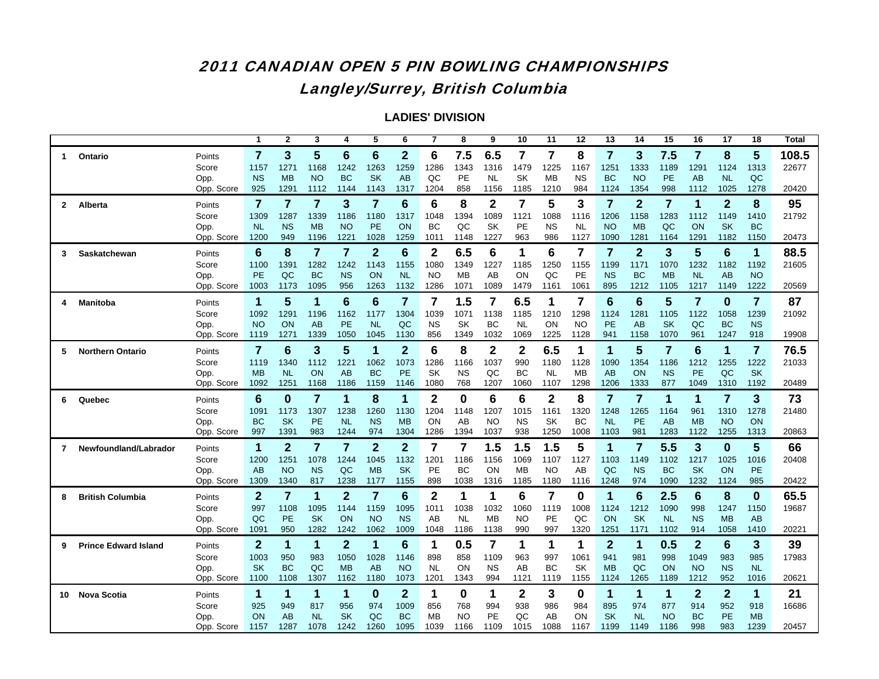# 2011 CANADIAN OPEN 5 PIN BOWLING CHAMPIONSHIPS

## Langley/Surrey, British Columbia

### LADIES' DIVISION

| | | | 1 | 2 | 3 | 4 | 5 | 6 | 7 | 8 | 9 | 10 | 11 | 12 | 13 | 14 | 15 | 16 | 17 | 18 | Total |
|---|---|---|---|---|---|---|---|---|---|---|---|---|---|---|---|---|---|---|---|---|---|
| 1 | Ontario | Points | 7 | 3 | 5 | 6 | 6 | 2 | 6 | 7.5 | 6.5 | 7 | 7 | 8 | 7 | 3 | 7.5 | 7 | 8 | 5 | 108.5 |
| | | Score | 1157 | 1271 | 1168 | 1242 | 1263 | 1259 | 1286 | 1343 | 1316 | 1479 | 1225 | 1167 | 1251 | 1333 | 1189 | 1291 | 1124 | 1313 | 22677 |
| | | Opp. | NS | MB | NO | BC | SK | AB | QC | PE | NL | SK | MB | NS | BC | NO | PE | AB | NL | QC | |
| | | Opp. Score | 925 | 1291 | 1112 | 1144 | 1143 | 1317 | 1204 | 858 | 1156 | 1185 | 1210 | 984 | 1124 | 1354 | 998 | 1112 | 1025 | 1278 | 20420 |
| 2 | Alberta | Points | 7 | 7 | 7 | 3 | 7 | 6 | 6 | 8 | 2 | 7 | 5 | 3 | 7 | 2 | 7 | 1 | 2 | 8 | 95 |
| | | Score | 1309 | 1287 | 1339 | 1186 | 1180 | 1317 | 1048 | 1394 | 1089 | 1121 | 1088 | 1116 | 1206 | 1158 | 1283 | 1112 | 1149 | 1410 | 21792 |
| | | Opp. | NL | NS | MB | NO | PE | ON | BC | QC | SK | PE | NS | NL | NO | MB | QC | ON | SK | BC | |
| | | Opp. Score | 1200 | 949 | 1196 | 1221 | 1028 | 1259 | 1011 | 1148 | 1227 | 963 | 986 | 1127 | 1090 | 1281 | 1164 | 1291 | 1182 | 1150 | 20473 |
| 3 | Saskatchewan | Points | 6 | 8 | 7 | 7 | 2 | 6 | 2 | 6.5 | 6 | 1 | 6 | 7 | 7 | 2 | 3 | 5 | 6 | 1 | 88.5 |
| | | Score | 1100 | 1391 | 1282 | 1242 | 1143 | 1155 | 1080 | 1349 | 1227 | 1185 | 1250 | 1155 | 1199 | 1171 | 1070 | 1232 | 1182 | 1192 | 21605 |
| | | Opp. | PE | QC | BC | NS | ON | NL | NO | MB | AB | ON | QC | PE | NS | BC | MB | NL | AB | NO | |
| | | Opp. Score | 1003 | 1173 | 1095 | 956 | 1263 | 1132 | 1286 | 1071 | 1089 | 1479 | 1161 | 1061 | 895 | 1212 | 1105 | 1217 | 1149 | 1222 | 20569 |
| 4 | Manitoba | Points | 1 | 5 | 1 | 6 | 6 | 7 | 7 | 1.5 | 7 | 6.5 | 1 | 7 | 6 | 6 | 5 | 7 | 0 | 7 | 87 |
| | | Score | 1092 | 1291 | 1196 | 1162 | 1177 | 1304 | 1039 | 1071 | 1138 | 1185 | 1210 | 1298 | 1124 | 1281 | 1105 | 1122 | 1058 | 1239 | 21092 |
| | | Opp. | NO | ON | AB | PE | NL | QC | NS | SK | BC | NL | ON | NO | PE | AB | SK | QC | BC | NS | |
| | | Opp. Score | 1119 | 1271 | 1339 | 1050 | 1045 | 1130 | 856 | 1349 | 1032 | 1069 | 1225 | 1128 | 941 | 1158 | 1070 | 961 | 1247 | 918 | 19908 |
| 5 | Northern Ontario | Points | 7 | 6 | 3 | 5 | 1 | 2 | 6 | 8 | 2 | 2 | 6.5 | 1 | 1 | 5 | 7 | 6 | 1 | 7 | 76.5 |
| | | Score | 1119 | 1340 | 1112 | 1221 | 1062 | 1073 | 1286 | 1166 | 1037 | 990 | 1180 | 1128 | 1090 | 1354 | 1186 | 1212 | 1255 | 1222 | 21033 |
| | | Opp. | MB | NL | ON | AB | BC | PE | SK | NS | QC | BC | NL | MB | AB | ON | NS | PE | QC | SK | |
| | | Opp. Score | 1092 | 1251 | 1168 | 1186 | 1159 | 1146 | 1080 | 768 | 1207 | 1060 | 1107 | 1298 | 1206 | 1333 | 877 | 1049 | 1310 | 1192 | 20489 |
| 6 | Quebec | Points | 6 | 0 | 7 | 1 | 8 | 1 | 2 | 0 | 6 | 6 | 2 | 8 | 7 | 7 | 1 | 1 | 7 | 3 | 73 |
| | | Score | 1091 | 1173 | 1307 | 1238 | 1260 | 1130 | 1204 | 1148 | 1207 | 1015 | 1161 | 1320 | 1248 | 1265 | 1164 | 961 | 1310 | 1278 | 21480 |
| | | Opp. | BC | SK | PE | NL | NS | MB | ON | AB | NO | NS | SK | BC | NL | PE | AB | MB | NO | ON | |
| | | Opp. Score | 997 | 1391 | 983 | 1244 | 974 | 1304 | 1286 | 1394 | 1037 | 938 | 1250 | 1008 | 1103 | 981 | 1283 | 1122 | 1255 | 1313 | 20863 |
| 7 | Newfoundland/Labrador | Points | 1 | 2 | 7 | 7 | 2 | 2 | 7 | 7 | 1.5 | 1.5 | 1.5 | 5 | 1 | 7 | 5.5 | 3 | 0 | 5 | 66 |
| | | Score | 1200 | 1251 | 1078 | 1244 | 1045 | 1132 | 1201 | 1186 | 1156 | 1069 | 1107 | 1127 | 1103 | 1149 | 1102 | 1217 | 1025 | 1016 | 20408 |
| | | Opp. | AB | NO | NS | QC | MB | SK | PE | BC | ON | MB | NO | AB | QC | NS | BC | SK | ON | PE | |
| | | Opp. Score | 1309 | 1340 | 817 | 1238 | 1177 | 1155 | 898 | 1038 | 1316 | 1185 | 1180 | 1116 | 1248 | 974 | 1090 | 1232 | 1124 | 985 | 20422 |
| 8 | British Columbia | Points | 2 | 7 | 1 | 2 | 7 | 6 | 2 | 1 | 1 | 6 | 7 | 0 | 1 | 6 | 2.5 | 6 | 8 | 0 | 65.5 |
| | | Score | 997 | 1108 | 1095 | 1144 | 1159 | 1095 | 1011 | 1038 | 1032 | 1060 | 1119 | 1008 | 1124 | 1212 | 1090 | 998 | 1247 | 1150 | 19687 |
| | | Opp. | QC | PE | SK | ON | NO | NS | AB | NL | MB | NO | PE | QC | ON | SK | NL | NS | MB | AB | |
| | | Opp. Score | 1091 | 950 | 1282 | 1242 | 1062 | 1009 | 1048 | 1186 | 1138 | 990 | 997 | 1320 | 1251 | 1171 | 1102 | 914 | 1058 | 1410 | 20221 |
| 9 | Prince Edward Island | Points | 2 | 1 | 1 | 2 | 1 | 6 | 1 | 0.5 | 7 | 1 | 1 | 1 | 2 | 1 | 0.5 | 2 | 6 | 3 | 39 |
| | | Score | 1003 | 950 | 983 | 1050 | 1028 | 1146 | 898 | 858 | 1109 | 963 | 997 | 1061 | 941 | 981 | 998 | 1049 | 983 | 985 | 17983 |
| | | Opp. | SK | BC | QC | MB | AB | NO | NL | ON | NS | AB | BC | SK | MB | QC | ON | NO | NS | NL | |
| | | Opp. Score | 1100 | 1108 | 1307 | 1162 | 1180 | 1073 | 1201 | 1343 | 994 | 1121 | 1119 | 1155 | 1124 | 1265 | 1189 | 1212 | 952 | 1016 | 20621 |
| 10 | Nova Scotia | Points | 1 | 1 | 1 | 1 | 0 | 2 | 1 | 0 | 1 | 2 | 3 | 0 | 1 | 1 | 1 | 2 | 2 | 1 | 21 |
| | | Score | 925 | 949 | 817 | 956 | 974 | 1009 | 856 | 768 | 994 | 938 | 986 | 984 | 895 | 974 | 877 | 914 | 952 | 918 | 16686 |
| | | Opp. | ON | AB | NL | SK | QC | BC | MB | NO | PE | QC | AB | ON | SK | NL | NO | BC | PE | MB | |
| | | Opp. Score | 1157 | 1287 | 1078 | 1242 | 1260 | 1095 | 1039 | 1166 | 1109 | 1015 | 1088 | 1167 | 1199 | 1149 | 1186 | 998 | 983 | 1239 | 20457 |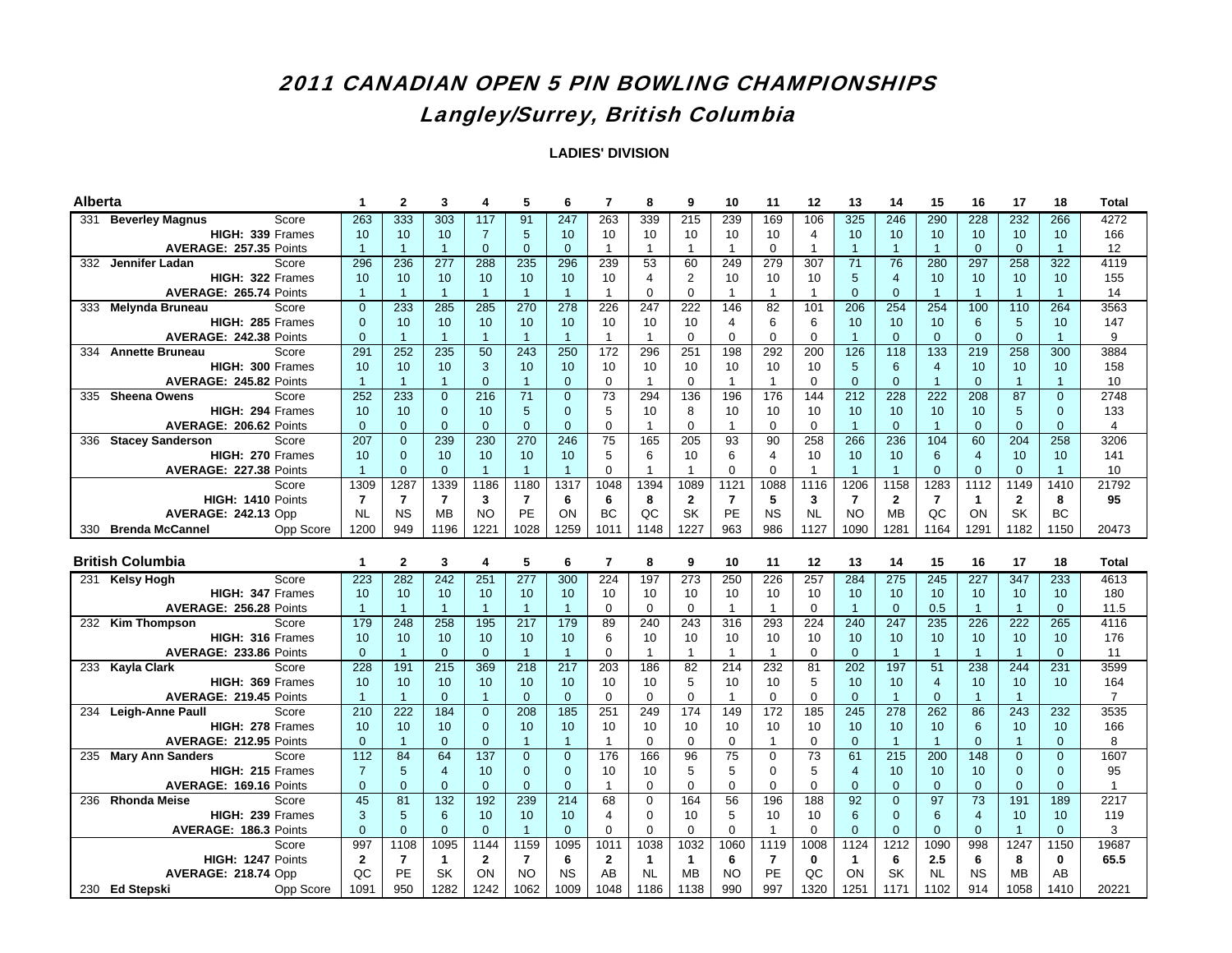# 2011 CANADIAN OPEN 5 PIN BOWLING CHAMPIONSHIPS

## Langley/Surrey, British Columbia

**LADIES' DIVISION**

| Alberta | | | 1 | 2 | 3 | 4 | 5 | 6 | 7 | 8 | 9 | 10 | 11 | 12 | 13 | 14 | 15 | 16 | 17 | 18 | Total |
|---|---|---|---|---|---|---|---|---|---|---|---|---|---|---|---|---|---|---|---|---|---|
| 331 | Beverley Magnus | Score | 263 | 333 | 303 | 117 | 91 | 247 | 263 | 339 | 215 | 239 | 169 | 106 | 325 | 246 | 290 | 228 | 232 | 266 | 4272 |
| | HIGH: 339 | Frames | 10 | 10 | 10 | 7 | 5 | 10 | 10 | 10 | 10 | 10 | 10 | 4 | 10 | 10 | 10 | 10 | 10 | 10 | 166 |
| | AVERAGE: 257.35 | Points | 1 | 1 | 1 | 0 | 0 | 0 | 1 | 1 | 1 | 1 | 0 | 1 | 1 | 1 | 1 | 0 | 0 | 1 | 12 |
| 332 | Jennifer Ladan | Score | 296 | 236 | 277 | 288 | 235 | 296 | 239 | 53 | 60 | 249 | 279 | 307 | 71 | 76 | 280 | 297 | 258 | 322 | 4119 |
| | HIGH: 322 | Frames | 10 | 10 | 10 | 10 | 10 | 10 | 10 | 4 | 2 | 10 | 10 | 10 | 5 | 4 | 10 | 10 | 10 | 10 | 155 |
| | AVERAGE: 265.74 | Points | 1 | 1 | 1 | 1 | 1 | 1 | 1 | 0 | 0 | 1 | 1 | 1 | 0 | 0 | 1 | 1 | 1 | 1 | 14 |
| 333 | Melynda Bruneau | Score | 0 | 233 | 285 | 285 | 270 | 278 | 226 | 247 | 222 | 146 | 82 | 101 | 206 | 254 | 254 | 100 | 110 | 264 | 3563 |
| | HIGH: 285 | Frames | 0 | 10 | 10 | 10 | 10 | 10 | 10 | 10 | 10 | 4 | 6 | 6 | 10 | 10 | 10 | 6 | 5 | 10 | 147 |
| | AVERAGE: 242.38 | Points | 0 | 1 | 1 | 1 | 1 | 1 | 1 | 1 | 0 | 0 | 0 | 0 | 1 | 0 | 0 | 0 | 0 | 1 | 9 |
| 334 | Annette Bruneau | Score | 291 | 252 | 235 | 50 | 243 | 250 | 172 | 296 | 251 | 198 | 292 | 200 | 126 | 118 | 133 | 219 | 258 | 300 | 3884 |
| | HIGH: 300 | Frames | 10 | 10 | 10 | 3 | 10 | 10 | 10 | 10 | 10 | 10 | 10 | 10 | 5 | 6 | 4 | 10 | 10 | 10 | 158 |
| | AVERAGE: 245.82 | Points | 1 | 1 | 1 | 0 | 1 | 0 | 0 | 1 | 0 | 1 | 1 | 0 | 0 | 0 | 1 | 0 | 1 | 1 | 10 |
| 335 | Sheena Owens | Score | 252 | 233 | 0 | 216 | 71 | 0 | 73 | 294 | 136 | 196 | 176 | 144 | 212 | 228 | 222 | 208 | 87 | 0 | 2748 |
| | HIGH: 294 | Frames | 10 | 10 | 0 | 10 | 5 | 0 | 5 | 10 | 8 | 10 | 10 | 10 | 10 | 10 | 10 | 10 | 5 | 0 | 133 |
| | AVERAGE: 206.62 | Points | 0 | 0 | 0 | 0 | 0 | 0 | 0 | 1 | 0 | 1 | 0 | 0 | 1 | 0 | 1 | 0 | 0 | 0 | 4 |
| 336 | Stacey Sanderson | Score | 207 | 0 | 239 | 230 | 270 | 246 | 75 | 165 | 205 | 93 | 90 | 258 | 266 | 236 | 104 | 60 | 204 | 258 | 3206 |
| | HIGH: 270 | Frames | 10 | 0 | 10 | 10 | 10 | 10 | 5 | 6 | 10 | 6 | 4 | 10 | 10 | 10 | 6 | 4 | 10 | 10 | 141 |
| | AVERAGE: 227.38 | Points | 1 | 0 | 0 | 1 | 1 | 1 | 0 | 1 | 1 | 0 | 0 | 1 | 1 | 1 | 0 | 0 | 0 | 1 | 10 |
| | | Score | 1309 | 1287 | 1339 | 1186 | 1180 | 1317 | 1048 | 1394 | 1089 | 1121 | 1088 | 1116 | 1206 | 1158 | 1283 | 1112 | 1149 | 1410 | 21792 |
| | HIGH: 1410 | Points | **7** | **7** | **7** | **3** | **7** | **6** | **6** | **8** | **2** | **7** | **5** | **3** | **7** | **2** | **7** | **1** | **2** | **8** | **95** |
| | AVERAGE: 242.13 | Opp | NL | NS | MB | NO | PE | ON | BC | QC | SK | PE | NS | NL | NO | MB | QC | ON | SK | BC | |
| 330 | Brenda McCannel | Opp Score | 1200 | 949 | 1196 | 1221 | 1028 | 1259 | 1011 | 1148 | 1227 | 963 | 986 | 1127 | 1090 | 1281 | 1164 | 1291 | 1182 | 1150 | 20473 |

| British Columbia | | | 1 | 2 | 3 | 4 | 5 | 6 | 7 | 8 | 9 | 10 | 11 | 12 | 13 | 14 | 15 | 16 | 17 | 18 | Total |
|---|---|---|---|---|---|---|---|---|---|---|---|---|---|---|---|---|---|---|---|---|---|
| 231 | Kelsy Hogh | Score | 223 | 282 | 242 | 251 | 277 | 300 | 224 | 197 | 273 | 250 | 226 | 257 | 284 | 275 | 245 | 227 | 347 | 233 | 4613 |
| | HIGH: 347 | Frames | 10 | 10 | 10 | 10 | 10 | 10 | 10 | 10 | 10 | 10 | 10 | 10 | 10 | 10 | 10 | 10 | 10 | 10 | 180 |
| | AVERAGE: 256.28 | Points | 1 | 1 | 1 | 1 | 1 | 1 | 0 | 0 | 0 | 1 | 1 | 0 | 1 | 0 | 0.5 | 1 | 1 | 0 | 11.5 |
| 232 | Kim Thompson | Score | 179 | 248 | 258 | 195 | 217 | 179 | 89 | 240 | 243 | 316 | 293 | 224 | 240 | 247 | 235 | 226 | 222 | 265 | 4116 |
| | HIGH: 316 | Frames | 10 | 10 | 10 | 10 | 10 | 10 | 6 | 10 | 10 | 10 | 10 | 10 | 10 | 10 | 10 | 10 | 10 | 10 | 176 |
| | AVERAGE: 233.86 | Points | 0 | 1 | 1 | 0 | 1 | 1 | 0 | 1 | 1 | 1 | 1 | 0 | 0 | 1 | 1 | 1 | 1 | 0 | 11 |
| 233 | Kayla Clark | Score | 228 | 191 | 215 | 369 | 218 | 217 | 203 | 186 | 82 | 214 | 232 | 81 | 202 | 197 | 51 | 238 | 244 | 231 | 3599 |
| | HIGH: 369 | Frames | 10 | 10 | 10 | 10 | 10 | 10 | 10 | 10 | 5 | 10 | 10 | 5 | 10 | 10 | 4 | 10 | 10 | 10 | 164 |
| | AVERAGE: 219.45 | Points | 1 | 1 | 0 | 1 | 0 | 0 | 0 | 0 | 0 | 1 | 0 | 0 | 0 | 1 | 0 | 1 | 1 | | 7 |
| 234 | Leigh-Anne Paull | Score | 210 | 222 | 184 | 0 | 208 | 185 | 251 | 249 | 174 | 149 | 172 | 185 | 245 | 278 | 262 | 86 | 243 | 232 | 3535 |
| | HIGH: 278 | Frames | 10 | 10 | 10 | 0 | 10 | 10 | 10 | 10 | 10 | 10 | 10 | 10 | 10 | 10 | 10 | 6 | 10 | 10 | 166 |
| | AVERAGE: 212.95 | Points | 0 | 1 | 0 | 0 | 1 | 1 | 1 | 0 | 0 | 0 | 1 | 0 | 0 | 1 | 1 | 0 | 1 | 0 | 8 |
| 235 | Mary Ann Sanders | Score | 112 | 84 | 64 | 137 | 0 | 0 | 176 | 166 | 96 | 75 | 0 | 73 | 61 | 215 | 200 | 148 | 0 | 0 | 1607 |
| | HIGH: 215 | Frames | 7 | 5 | 4 | 10 | 0 | 0 | 10 | 10 | 5 | 5 | 0 | 5 | 4 | 10 | 10 | 10 | 0 | 0 | 95 |
| | AVERAGE: 169.16 | Points | 0 | 0 | 0 | 0 | 0 | 0 | 1 | 0 | 0 | 0 | 0 | 0 | 0 | 0 | 0 | 0 | 0 | 0 | 1 |
| 236 | Rhonda Meise | Score | 45 | 81 | 132 | 192 | 239 | 214 | 68 | 0 | 164 | 56 | 196 | 188 | 92 | 0 | 97 | 73 | 191 | 189 | 2217 |
| | HIGH: 239 | Frames | 3 | 5 | 6 | 10 | 10 | 10 | 4 | 0 | 10 | 5 | 10 | 10 | 6 | 0 | 6 | 4 | 10 | 10 | 119 |
| | AVERAGE: 186.3 | Points | 0 | 0 | 0 | 0 | 1 | 0 | 0 | 0 | 0 | 0 | 1 | 0 | 0 | 0 | 0 | 0 | 1 | 0 | 3 |
| | | Score | 997 | 1108 | 1095 | 1144 | 1159 | 1095 | 1011 | 1038 | 1032 | 1060 | 1119 | 1008 | 1124 | 1212 | 1090 | 998 | 1247 | 1150 | 19687 |
| | HIGH: 1247 | Points | **2** | **7** | **1** | **2** | **7** | **6** | **2** | **1** | **1** | **6** | **7** | **0** | **1** | **6** | **2.5** | **6** | **8** | **0** | **65.5** |
| | AVERAGE: 218.74 | Opp | QC | PE | SK | ON | NO | NS | AB | NL | MB | NO | PE | QC | ON | SK | NL | NS | MB | AB | |
| 230 | Ed Stepski | Opp Score | 1091 | 950 | 1282 | 1242 | 1062 | 1009 | 1048 | 1186 | 1138 | 990 | 997 | 1320 | 1251 | 1171 | 1102 | 914 | 1058 | 1410 | 20221 |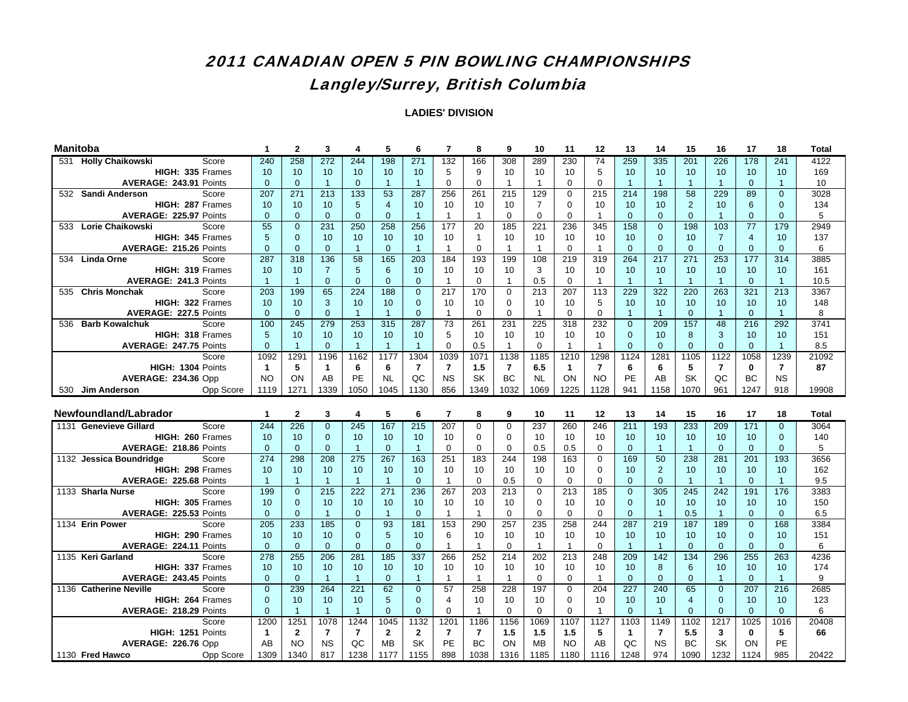# 2011 CANADIAN OPEN 5 PIN BOWLING CHAMPIONSHIPS

## Langley/Surrey, British Columbia

**LADIES' DIVISION**

| Manitoba | | 1 | 2 | 3 | 4 | 5 | 6 | 7 | 8 | 9 | 10 | 11 | 12 | 13 | 14 | 15 | 16 | 17 | 18 | Total |
|---|---|---|---|---|---|---|---|---|---|---|---|---|---|---|---|---|---|---|---|---|
| 531 **Holly Chaikowski** | Score | 240 | 258 | 272 | 244 | 198 | 271 | 132 | 166 | 308 | 289 | 230 | 74 | 259 | 335 | 201 | 226 | 178 | 241 | 4122 |
| **HIGH: 335** | Frames | 10 | 10 | 10 | 10 | 10 | 10 | 5 | 9 | 10 | 10 | 10 | 5 | 10 | 10 | 10 | 10 | 10 | 10 | 169 |
| **AVERAGE: 243.91** | Points | 0 | 0 | 1 | 0 | 1 | 1 | 0 | 0 | 1 | 1 | 0 | 0 | 1 | 1 | 1 | 1 | 0 | 1 | 10 |
| 532 **Sandi Anderson** | Score | 207 | 271 | 213 | 133 | 53 | 287 | 256 | 261 | 215 | 129 | 0 | 215 | 214 | 198 | 58 | 229 | 89 | 0 | 3028 |
| **HIGH: 287** | Frames | 10 | 10 | 10 | 5 | 4 | 10 | 10 | 10 | 10 | 7 | 0 | 10 | 10 | 10 | 2 | 10 | 6 | 0 | 134 |
| **AVERAGE: 225.97** | Points | 0 | 0 | 0 | 0 | 0 | 1 | 1 | 1 | 0 | 0 | 0 | 1 | 0 | 0 | 0 | 1 | 0 | 0 | 5 |
| 533 **Lorie Chaikowski** | Score | 55 | 0 | 231 | 250 | 258 | 256 | 177 | 20 | 185 | 221 | 236 | 345 | 158 | 0 | 198 | 103 | 77 | 179 | 2949 |
| **HIGH: 345** | Frames | 5 | 0 | 10 | 10 | 10 | 10 | 10 | 1 | 10 | 10 | 10 | 10 | 10 | 0 | 10 | 7 | 4 | 10 | 137 |
| **AVERAGE: 215.26** | Points | 0 | 0 | 0 | 1 | 0 | 1 | 1 | 0 | 1 | 1 | 0 | 1 | 0 | 0 | 0 | 0 | 0 | 0 | 6 |
| 534 **Linda Orne** | Score | 287 | 318 | 136 | 58 | 165 | 203 | 184 | 193 | 199 | 108 | 219 | 319 | 264 | 217 | 271 | 253 | 177 | 314 | 3885 |
| **HIGH: 319** | Frames | 10 | 10 | 7 | 5 | 6 | 10 | 10 | 10 | 10 | 3 | 10 | 10 | 10 | 10 | 10 | 10 | 10 | 10 | 161 |
| **AVERAGE: 241.3** | Points | 1 | 1 | 0 | 0 | 0 | 0 | 1 | 0 | 1 | 0.5 | 0 | 1 | 1 | 1 | 1 | 1 | 0 | 1 | 10.5 |
| 535 **Chris Monchak** | Score | 203 | 199 | 65 | 224 | 188 | 0 | 217 | 170 | 0 | 213 | 207 | 113 | 229 | 322 | 220 | 263 | 321 | 213 | 3367 |
| **HIGH: 322** | Frames | 10 | 10 | 3 | 10 | 10 | 0 | 10 | 10 | 0 | 10 | 10 | 5 | 10 | 10 | 10 | 10 | 10 | 10 | 148 |
| **AVERAGE: 227.5** | Points | 0 | 0 | 0 | 1 | 1 | 0 | 1 | 0 | 0 | 1 | 0 | 0 | 1 | 1 | 0 | 1 | 0 | 1 | 8 |
| 536 **Barb Kowalchuk** | Score | 100 | 245 | 279 | 253 | 315 | 287 | 73 | 261 | 231 | 225 | 318 | 232 | 0 | 209 | 157 | 48 | 216 | 292 | 3741 |
| **HIGH: 318** | Frames | 5 | 10 | 10 | 10 | 10 | 10 | 5 | 10 | 10 | 10 | 10 | 10 | 0 | 10 | 8 | 3 | 10 | 10 | 151 |
| **AVERAGE: 247.75** | Points | 0 | 1 | 0 | 1 | 1 | 1 | 0 | 0.5 | 1 | 0 | 1 | 1 | 0 | 0 | 0 | 0 | 0 | 1 | 8.5 |
| | Score | 1092 | 1291 | 1196 | 1162 | 1177 | 1304 | 1039 | 1071 | 1138 | 1185 | 1210 | 1298 | 1124 | 1281 | 1105 | 1122 | 1058 | 1239 | 21092 |
| **HIGH: 1304** | Points | **1** | **5** | **1** | **6** | **6** | **7** | **7** | **1.5** | **7** | **6.5** | **1** | **7** | **6** | **6** | **5** | **7** | **0** | **7** | **87** |
| **AVERAGE: 234.36** | Opp | NO | ON | AB | PE | NL | QC | NS | SK | BC | NL | ON | NO | PE | AB | SK | QC | BC | NS | |
| 530 **Jim Anderson** | Opp Score | 1119 | 1271 | 1339 | 1050 | 1045 | 1130 | 856 | 1349 | 1032 | 1069 | 1225 | 1128 | 941 | 1158 | 1070 | 961 | 1247 | 918 | 19908 |

| Newfoundland/Labrador | | 1 | 2 | 3 | 4 | 5 | 6 | 7 | 8 | 9 | 10 | 11 | 12 | 13 | 14 | 15 | 16 | 17 | 18 | Total |
|---|---|---|---|---|---|---|---|---|---|---|---|---|---|---|---|---|---|---|---|---|
| 1131 **Genevieve Gillard** | Score | 244 | 226 | 0 | 245 | 167 | 215 | 207 | 0 | 0 | 237 | 260 | 246 | 211 | 193 | 233 | 209 | 171 | 0 | 3064 |
| **HIGH: 260** | Frames | 10 | 10 | 0 | 10 | 10 | 10 | 10 | 0 | 0 | 10 | 10 | 10 | 10 | 10 | 10 | 10 | 10 | 0 | 140 |
| **AVERAGE: 218.86** | Points | 0 | 0 | 0 | 1 | 0 | 1 | 0 | 0 | 0 | 0.5 | 0.5 | 0 | 0 | 1 | 1 | 0 | 0 | 0 | 5 |
| 1132 **Jessica Boundridge** | Score | 274 | 298 | 208 | 275 | 267 | 163 | 251 | 183 | 244 | 198 | 163 | 0 | 169 | 50 | 238 | 281 | 201 | 193 | 3656 |
| **HIGH: 298** | Frames | 10 | 10 | 10 | 10 | 10 | 10 | 10 | 10 | 10 | 10 | 10 | 0 | 10 | 2 | 10 | 10 | 10 | 10 | 162 |
| **AVERAGE: 225.68** | Points | 1 | 1 | 1 | 1 | 1 | 0 | 1 | 0 | 0.5 | 0 | 0 | 0 | 0 | 0 | 1 | 1 | 0 | 1 | 9.5 |
| 1133 **Sharla Nurse** | Score | 199 | 0 | 215 | 222 | 271 | 236 | 267 | 203 | 213 | 0 | 213 | 185 | 0 | 305 | 245 | 242 | 191 | 176 | 3383 |
| **HIGH: 305** | Frames | 10 | 0 | 10 | 10 | 10 | 10 | 10 | 10 | 10 | 0 | 10 | 10 | 0 | 10 | 10 | 10 | 10 | 10 | 150 |
| **AVERAGE: 225.53** | Points | 0 | 0 | 1 | 0 | 1 | 0 | 1 | 1 | 0 | 0 | 0 | 0 | 0 | 1 | 0.5 | 1 | 0 | 0 | 6.5 |
| 1134 **Erin Power** | Score | 205 | 233 | 185 | 0 | 93 | 181 | 153 | 290 | 257 | 235 | 258 | 244 | 287 | 219 | 187 | 189 | 0 | 168 | 3384 |
| **HIGH: 290** | Frames | 10 | 10 | 10 | 0 | 5 | 10 | 6 | 10 | 10 | 10 | 10 | 10 | 10 | 10 | 10 | 10 | 0 | 10 | 151 |
| **AVERAGE: 224.11** | Points | 0 | 0 | 0 | 0 | 0 | 0 | 1 | 1 | 0 | 1 | 1 | 0 | 1 | 1 | 0 | 0 | 0 | 0 | 6 |
| 1135 **Keri Garland** | Score | 278 | 255 | 206 | 281 | 185 | 337 | 266 | 252 | 214 | 202 | 213 | 248 | 209 | 142 | 134 | 296 | 255 | 263 | 4236 |
| **HIGH: 337** | Frames | 10 | 10 | 10 | 10 | 10 | 10 | 10 | 10 | 10 | 10 | 10 | 10 | 10 | 8 | 6 | 10 | 10 | 10 | 174 |
| **AVERAGE: 243.45** | Points | 0 | 0 | 1 | 1 | 0 | 1 | 1 | 1 | 1 | 0 | 0 | 1 | 0 | 0 | 0 | 1 | 0 | 1 | 9 |
| 1136 **Catherine Neville** | Score | 0 | 239 | 264 | 221 | 62 | 0 | 57 | 258 | 228 | 197 | 0 | 204 | 227 | 240 | 65 | 0 | 207 | 216 | 2685 |
| **HIGH: 264** | Frames | 0 | 10 | 10 | 10 | 5 | 0 | 4 | 10 | 10 | 10 | 0 | 10 | 10 | 10 | 4 | 0 | 10 | 10 | 123 |
| **AVERAGE: 218.29** | Points | 0 | 1 | 1 | 1 | 0 | 0 | 0 | 1 | 0 | 0 | 0 | 1 | 0 | 1 | 0 | 0 | 0 | 0 | 6 |
| | Score | 1200 | 1251 | 1078 | 1244 | 1045 | 1132 | 1201 | 1186 | 1156 | 1069 | 1107 | 1127 | 1103 | 1149 | 1102 | 1217 | 1025 | 1016 | 20408 |
| **HIGH: 1251** | Points | **1** | **2** | **7** | **7** | **2** | **2** | **7** | **7** | **1.5** | **1.5** | **1.5** | **5** | **1** | **7** | **5.5** | **3** | **0** | **5** | **66** |
| **AVERAGE: 226.76** | Opp | AB | NO | NS | QC | MB | SK | PE | BC | ON | MB | NO | AB | QC | NS | BC | SK | ON | PE | |
| 1130 **Fred Hawco** | Opp Score | 1309 | 1340 | 817 | 1238 | 1177 | 1155 | 898 | 1038 | 1316 | 1185 | 1180 | 1116 | 1248 | 974 | 1090 | 1232 | 1124 | 985 | 20422 |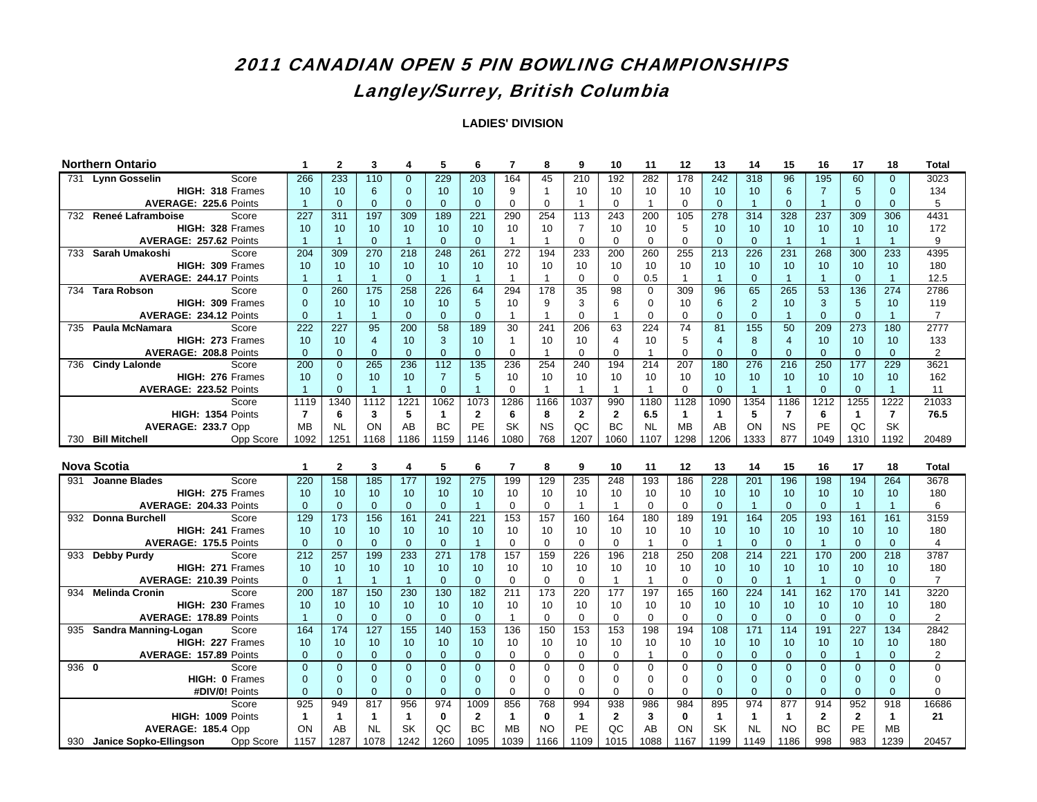# 2011 CANADIAN OPEN 5 PIN BOWLING CHAMPIONSHIPS

## Langley/Surrey, British Columbia

**LADIES' DIVISION**

| Northern Ontario | | | 1 | 2 | 3 | 4 | 5 | 6 | 7 | 8 | 9 | 10 | 11 | 12 | 13 | 14 | 15 | 16 | 17 | 18 | Total |
|---|---|---|---|---|---|---|---|---|---|---|---|---|---|---|---|---|---|---|---|---|---|
| 731 | Lynn Gosselin | Score | 266 | 233 | 110 | 0 | 229 | 203 | 164 | 45 | 210 | 192 | 282 | 178 | 242 | 318 | 96 | 195 | 60 | 0 | 3023 |
| | HIGH: 318 | Frames | 10 | 10 | 6 | 0 | 10 | 10 | 9 | 1 | 10 | 10 | 10 | 10 | 10 | 10 | 6 | 7 | 5 | 0 | 134 |
| | AVERAGE: 225.6 | Points | 1 | 0 | 0 | 0 | 0 | 0 | 0 | 0 | 1 | 0 | 1 | 0 | 0 | 1 | 0 | 1 | 0 | 0 | 5 |
| 732 | Reneé Laframboise | Score | 227 | 311 | 197 | 309 | 189 | 221 | 290 | 254 | 113 | 243 | 200 | 105 | 278 | 314 | 328 | 237 | 309 | 306 | 4431 |
| | HIGH: 328 | Frames | 10 | 10 | 10 | 10 | 10 | 10 | 10 | 10 | 7 | 10 | 10 | 5 | 10 | 10 | 10 | 10 | 10 | 10 | 172 |
| | AVERAGE: 257.62 | Points | 1 | 1 | 0 | 1 | 0 | 0 | 1 | 1 | 0 | 0 | 0 | 0 | 0 | 0 | 1 | 1 | 1 | 1 | 9 |
| 733 | Sarah Umakoshi | Score | 204 | 309 | 270 | 218 | 248 | 261 | 272 | 194 | 233 | 200 | 260 | 255 | 213 | 226 | 231 | 268 | 300 | 233 | 4395 |
| | HIGH: 309 | Frames | 10 | 10 | 10 | 10 | 10 | 10 | 10 | 10 | 10 | 10 | 10 | 10 | 10 | 10 | 10 | 10 | 10 | 10 | 180 |
| | AVERAGE: 244.17 | Points | 1 | 1 | 1 | 0 | 1 | 1 | 1 | 1 | 0 | 0 | 0.5 | 1 | 1 | 0 | 1 | 1 | 0 | 1 | 12.5 |
| 734 | Tara Robson | Score | 0 | 260 | 175 | 258 | 226 | 64 | 294 | 178 | 35 | 98 | 0 | 309 | 96 | 65 | 265 | 53 | 136 | 274 | 2786 |
| | HIGH: 309 | Frames | 0 | 10 | 10 | 10 | 10 | 5 | 10 | 9 | 3 | 6 | 0 | 10 | 6 | 2 | 10 | 3 | 5 | 10 | 119 |
| | AVERAGE: 234.12 | Points | 0 | 1 | 1 | 0 | 0 | 0 | 1 | 1 | 0 | 1 | 0 | 0 | 0 | 0 | 1 | 0 | 0 | 1 | 7 |
| 735 | Paula McNamara | Score | 222 | 227 | 95 | 200 | 58 | 189 | 30 | 241 | 206 | 63 | 224 | 74 | 81 | 155 | 50 | 209 | 273 | 180 | 2777 |
| | HIGH: 273 | Frames | 10 | 10 | 4 | 10 | 3 | 10 | 1 | 10 | 10 | 4 | 10 | 5 | 4 | 8 | 4 | 10 | 10 | 10 | 133 |
| | AVERAGE: 208.8 | Points | 0 | 0 | 0 | 0 | 0 | 0 | 0 | 1 | 0 | 0 | 1 | 0 | 0 | 0 | 0 | 0 | 0 | 0 | 2 |
| 736 | Cindy Lalonde | Score | 200 | 0 | 265 | 236 | 112 | 135 | 236 | 254 | 240 | 194 | 214 | 207 | 180 | 276 | 216 | 250 | 177 | 229 | 3621 |
| | HIGH: 276 | Frames | 10 | 0 | 10 | 10 | 7 | 5 | 10 | 10 | 10 | 10 | 10 | 10 | 10 | 10 | 10 | 10 | 10 | 10 | 162 |
| | AVERAGE: 223.52 | Points | 1 | 0 | 1 | 1 | 0 | 1 | 0 | 1 | 1 | 1 | 1 | 0 | 0 | 1 | 1 | 0 | 0 | 1 | 11 |
| | | Score | 1119 | 1340 | 1112 | 1221 | 1062 | 1073 | 1286 | 1166 | 1037 | 990 | 1180 | 1128 | 1090 | 1354 | 1186 | 1212 | 1255 | 1222 | 21033 |
| | HIGH: 1354 | Points | 7 | 6 | 3 | 5 | 1 | 2 | 6 | 8 | 2 | 2 | 6.5 | 1 | 1 | 5 | 7 | 6 | 1 | 7 | 76.5 |
| | AVERAGE: 233.7 | Opp | MB | NL | ON | AB | BC | PE | SK | NS | QC | BC | NL | MB | AB | ON | NS | PE | QC | SK | |
| 730 | Bill Mitchell | Opp Score | 1092 | 1251 | 1168 | 1186 | 1159 | 1146 | 1080 | 768 | 1207 | 1060 | 1107 | 1298 | 1206 | 1333 | 877 | 1049 | 1310 | 1192 | 20489 |

| Nova Scotia | | | 1 | 2 | 3 | 4 | 5 | 6 | 7 | 8 | 9 | 10 | 11 | 12 | 13 | 14 | 15 | 16 | 17 | 18 | Total |
|---|---|---|---|---|---|---|---|---|---|---|---|---|---|---|---|---|---|---|---|---|---|
| 931 | Joanne Blades | Score | 220 | 158 | 185 | 177 | 192 | 275 | 199 | 129 | 235 | 248 | 193 | 186 | 228 | 201 | 196 | 198 | 194 | 264 | 3678 |
| | HIGH: 275 | Frames | 10 | 10 | 10 | 10 | 10 | 10 | 10 | 10 | 10 | 10 | 10 | 10 | 10 | 10 | 10 | 10 | 10 | 10 | 180 |
| | AVERAGE: 204.33 | Points | 0 | 0 | 0 | 0 | 0 | 1 | 0 | 0 | 1 | 1 | 0 | 0 | 0 | 1 | 0 | 0 | 1 | 1 | 6 |
| 932 | Donna Burchell | Score | 129 | 173 | 156 | 161 | 241 | 221 | 153 | 157 | 160 | 164 | 180 | 189 | 191 | 164 | 205 | 193 | 161 | 161 | 3159 |
| | HIGH: 241 | Frames | 10 | 10 | 10 | 10 | 10 | 10 | 10 | 10 | 10 | 10 | 10 | 10 | 10 | 10 | 10 | 10 | 10 | 10 | 180 |
| | AVERAGE: 175.5 | Points | 0 | 0 | 0 | 0 | 0 | 1 | 0 | 0 | 0 | 0 | 1 | 0 | 1 | 0 | 0 | 1 | 0 | 0 | 4 |
| 933 | Debby Purdy | Score | 212 | 257 | 199 | 233 | 271 | 178 | 157 | 159 | 226 | 196 | 218 | 250 | 208 | 214 | 221 | 170 | 200 | 218 | 3787 |
| | HIGH: 271 | Frames | 10 | 10 | 10 | 10 | 10 | 10 | 10 | 10 | 10 | 10 | 10 | 10 | 10 | 10 | 10 | 10 | 10 | 10 | 180 |
| | AVERAGE: 210.39 | Points | 0 | 1 | 1 | 1 | 0 | 0 | 0 | 0 | 0 | 1 | 1 | 0 | 0 | 0 | 1 | 1 | 0 | 0 | 7 |
| 934 | Melinda Cronin | Score | 200 | 187 | 150 | 230 | 130 | 182 | 211 | 173 | 220 | 177 | 197 | 165 | 160 | 224 | 141 | 162 | 170 | 141 | 3220 |
| | HIGH: 230 | Frames | 10 | 10 | 10 | 10 | 10 | 10 | 10 | 10 | 10 | 10 | 10 | 10 | 10 | 10 | 10 | 10 | 10 | 10 | 180 |
| | AVERAGE: 178.89 | Points | 1 | 0 | 0 | 0 | 0 | 0 | 1 | 0 | 0 | 0 | 0 | 0 | 0 | 0 | 0 | 0 | 0 | 0 | 2 |
| 935 | Sandra Manning-Logan | Score | 164 | 174 | 127 | 155 | 140 | 153 | 136 | 150 | 153 | 153 | 198 | 194 | 108 | 171 | 114 | 191 | 227 | 134 | 2842 |
| | HIGH: 227 | Frames | 10 | 10 | 10 | 10 | 10 | 10 | 10 | 10 | 10 | 10 | 10 | 10 | 10 | 10 | 10 | 10 | 10 | 10 | 180 |
| | AVERAGE: 157.89 | Points | 0 | 0 | 0 | 0 | 0 | 0 | 0 | 0 | 0 | 0 | 1 | 0 | 0 | 0 | 0 | 0 | 1 | 0 | 2 |
| 936 | 0 | Score | 0 | 0 | 0 | 0 | 0 | 0 | 0 | 0 | 0 | 0 | 0 | 0 | 0 | 0 | 0 | 0 | 0 | 0 | 0 |
| | HIGH: 0 | Frames | 0 | 0 | 0 | 0 | 0 | 0 | 0 | 0 | 0 | 0 | 0 | 0 | 0 | 0 | 0 | 0 | 0 | 0 | 0 |
| | #DIV/0! | Points | 0 | 0 | 0 | 0 | 0 | 0 | 0 | 0 | 0 | 0 | 0 | 0 | 0 | 0 | 0 | 0 | 0 | 0 | 0 |
| | | Score | 925 | 949 | 817 | 956 | 974 | 1009 | 856 | 768 | 994 | 938 | 986 | 984 | 895 | 974 | 877 | 914 | 952 | 918 | 16686 |
| | HIGH: 1009 | Points | 1 | 1 | 1 | 1 | 0 | 2 | 1 | 0 | 1 | 2 | 3 | 0 | 1 | 1 | 1 | 2 | 2 | 1 | 21 |
| | AVERAGE: 185.4 | Opp | ON | AB | NL | SK | QC | BC | MB | NO | PE | QC | AB | ON | SK | NL | NO | BC | PE | MB | |
| 930 | Janice Sopko-Ellingson | Opp Score | 1157 | 1287 | 1078 | 1242 | 1260 | 1095 | 1039 | 1166 | 1109 | 1015 | 1088 | 1167 | 1199 | 1149 | 1186 | 998 | 983 | 1239 | 20457 |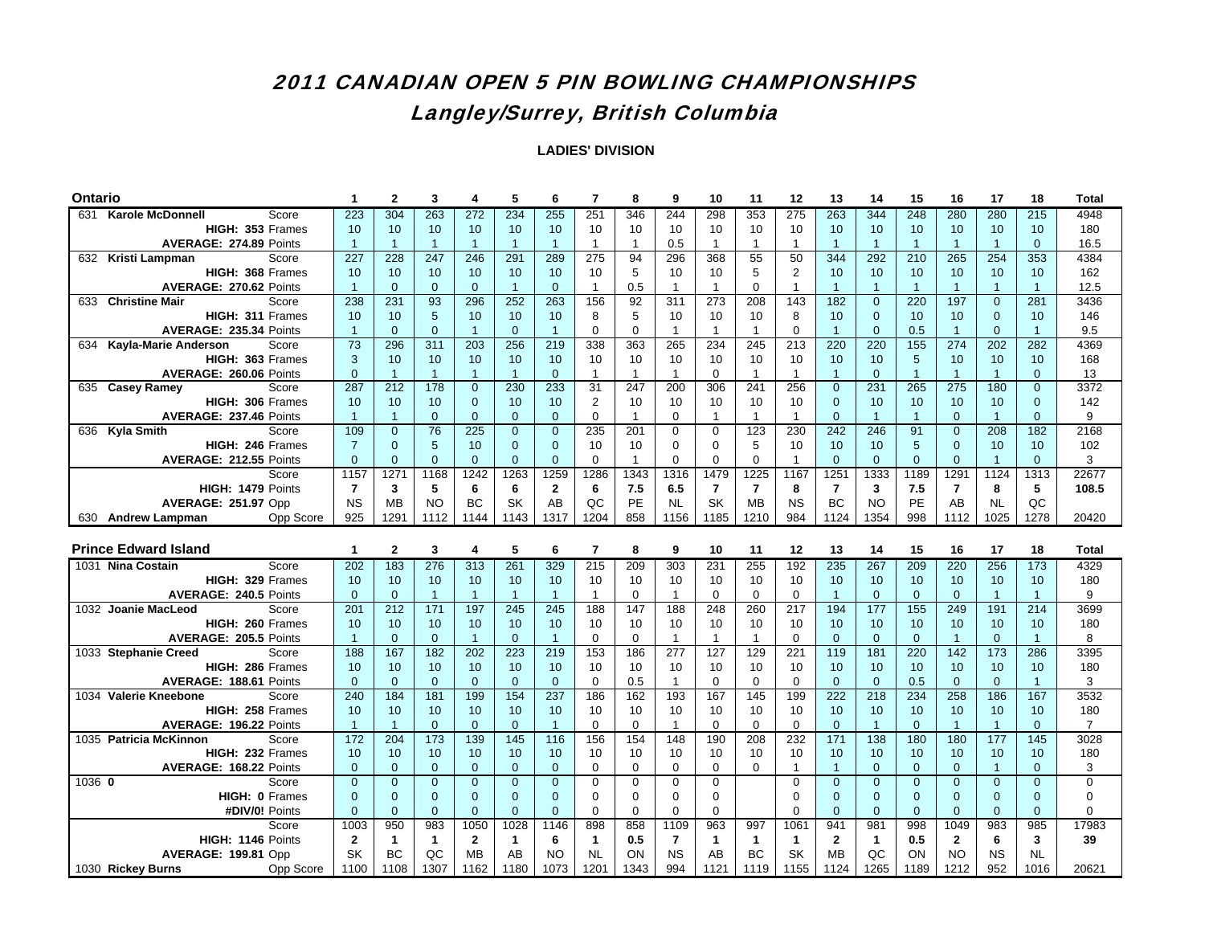# 2011 CANADIAN OPEN 5 PIN BOWLING CHAMPIONSHIPS

## Langley/Surrey, British Columbia

**LADIES' DIVISION**

| Ontario | | 1 | 2 | 3 | 4 | 5 | 6 | 7 | 8 | 9 | 10 | 11 | 12 | 13 | 14 | 15 | 16 | 17 | 18 | Total |
|---|---|---|---|---|---|---|---|---|---|---|---|---|---|---|---|---|---|---|---|---|
| 631 **Karole McDonnell** | Score | 223 | 304 | 263 | 272 | 234 | 255 | 251 | 346 | 244 | 298 | 353 | 275 | 263 | 344 | 248 | 280 | 280 | 215 | 4948 |
| HIGH: 353 | Frames | 10 | 10 | 10 | 10 | 10 | 10 | 10 | 10 | 10 | 10 | 10 | 10 | 10 | 10 | 10 | 10 | 10 | 10 | 180 |
| AVERAGE: 274.89 | Points | 1 | 1 | 1 | 1 | 1 | 1 | 1 | 1 | 0.5 | 1 | 1 | 1 | 1 | 1 | 1 | 1 | 1 | 0 | 16.5 |
| 632 **Kristi Lampman** | Score | 227 | 228 | 247 | 246 | 291 | 289 | 275 | 94 | 296 | 368 | 55 | 50 | 344 | 292 | 210 | 265 | 254 | 353 | 4384 |
| HIGH: 368 | Frames | 10 | 10 | 10 | 10 | 10 | 10 | 10 | 5 | 10 | 10 | 5 | 2 | 10 | 10 | 10 | 10 | 10 | 10 | 162 |
| AVERAGE: 270.62 | Points | 1 | 0 | 0 | 0 | 1 | 0 | 1 | 0.5 | 1 | 1 | 0 | 1 | 1 | 1 | 1 | 1 | 1 | 1 | 12.5 |
| 633 **Christine Mair** | Score | 238 | 231 | 93 | 296 | 252 | 263 | 156 | 92 | 311 | 273 | 208 | 143 | 182 | 0 | 220 | 197 | 0 | 281 | 3436 |
| HIGH: 311 | Frames | 10 | 10 | 5 | 10 | 10 | 10 | 8 | 5 | 10 | 10 | 10 | 8 | 10 | 0 | 10 | 10 | 0 | 10 | 146 |
| AVERAGE: 235.34 | Points | 1 | 0 | 0 | 1 | 0 | 1 | 0 | 0 | 1 | 1 | 1 | 0 | 1 | 0 | 0.5 | 1 | 0 | 1 | 9.5 |
| 634 **Kayla-Marie Anderson** | Score | 73 | 296 | 311 | 203 | 256 | 219 | 338 | 363 | 265 | 234 | 245 | 213 | 220 | 220 | 155 | 274 | 202 | 282 | 4369 |
| HIGH: 363 | Frames | 3 | 10 | 10 | 10 | 10 | 10 | 10 | 10 | 10 | 10 | 10 | 10 | 10 | 10 | 5 | 10 | 10 | 10 | 168 |
| AVERAGE: 260.06 | Points | 0 | 1 | 1 | 1 | 1 | 0 | 1 | 1 | 1 | 0 | 1 | 1 | 1 | 0 | 1 | 1 | 1 | 0 | 13 |
| 635 **Casey Ramey** | Score | 287 | 212 | 178 | 0 | 230 | 233 | 31 | 247 | 200 | 306 | 241 | 256 | 0 | 231 | 265 | 275 | 180 | 0 | 3372 |
| HIGH: 306 | Frames | 10 | 10 | 10 | 0 | 10 | 10 | 2 | 10 | 10 | 10 | 10 | 10 | 0 | 10 | 10 | 10 | 10 | 0 | 142 |
| AVERAGE: 237.46 | Points | 1 | 1 | 0 | 0 | 0 | 0 | 0 | 1 | 0 | 1 | 1 | 1 | 0 | 1 | 1 | 0 | 1 | 0 | 9 |
| 636 **Kyla Smith** | Score | 109 | 0 | 76 | 225 | 0 | 0 | 235 | 201 | 0 | 0 | 123 | 230 | 242 | 246 | 91 | 0 | 208 | 182 | 2168 |
| HIGH: 246 | Frames | 7 | 0 | 5 | 10 | 0 | 0 | 10 | 10 | 0 | 0 | 5 | 10 | 10 | 10 | 5 | 0 | 10 | 10 | 102 |
| AVERAGE: 212.55 | Points | 0 | 0 | 0 | 0 | 0 | 0 | 0 | 1 | 0 | 0 | 0 | 1 | 0 | 0 | 0 | 0 | 1 | 0 | 3 |
| | Score | 1157 | 1271 | 1168 | 1242 | 1263 | 1259 | 1286 | 1343 | 1316 | 1479 | 1225 | 1167 | 1251 | 1333 | 1189 | 1291 | 1124 | 1313 | 22677 |
| HIGH: 1479 | Points | **7** | **3** | **5** | **6** | **6** | **2** | **6** | **7.5** | **6.5** | **7** | **7** | **8** | **7** | **3** | **7.5** | **7** | **8** | **5** | **108.5** |
| AVERAGE: 251.97 | Opp | NS | MB | NO | BC | SK | AB | QC | PE | NL | SK | MB | NS | BC | NO | PE | AB | NL | QC | |
| 630 **Andrew Lampman** | Opp Score | 925 | 1291 | 1112 | 1144 | 1143 | 1317 | 1204 | 858 | 1156 | 1185 | 1210 | 984 | 1124 | 1354 | 998 | 1112 | 1025 | 1278 | 20420 |

| Prince Edward Island | | 1 | 2 | 3 | 4 | 5 | 6 | 7 | 8 | 9 | 10 | 11 | 12 | 13 | 14 | 15 | 16 | 17 | 18 | Total |
|---|---|---|---|---|---|---|---|---|---|---|---|---|---|---|---|---|---|---|---|---|
| 1031 **Nina Costain** | Score | 202 | 183 | 276 | 313 | 261 | 329 | 215 | 209 | 303 | 231 | 255 | 192 | 235 | 267 | 209 | 220 | 256 | 173 | 4329 |
| HIGH: 329 | Frames | 10 | 10 | 10 | 10 | 10 | 10 | 10 | 10 | 10 | 10 | 10 | 10 | 10 | 10 | 10 | 10 | 10 | 10 | 180 |
| AVERAGE: 240.5 | Points | 0 | 0 | 1 | 1 | 1 | 1 | 1 | 0 | 1 | 0 | 0 | 0 | 1 | 0 | 0 | 0 | 1 | 1 | 9 |
| 1032 **Joanie MacLeod** | Score | 201 | 212 | 171 | 197 | 245 | 245 | 188 | 147 | 188 | 248 | 260 | 217 | 194 | 177 | 155 | 249 | 191 | 214 | 3699 |
| HIGH: 260 | Frames | 10 | 10 | 10 | 10 | 10 | 10 | 10 | 10 | 10 | 10 | 10 | 10 | 10 | 10 | 10 | 10 | 10 | 10 | 180 |
| AVERAGE: 205.5 | Points | 1 | 0 | 0 | 1 | 0 | 1 | 0 | 0 | 1 | 1 | 1 | 0 | 0 | 0 | 0 | 1 | 0 | 1 | 8 |
| 1033 **Stephanie Creed** | Score | 188 | 167 | 182 | 202 | 223 | 219 | 153 | 186 | 277 | 127 | 129 | 221 | 119 | 181 | 220 | 142 | 173 | 286 | 3395 |
| HIGH: 286 | Frames | 10 | 10 | 10 | 10 | 10 | 10 | 10 | 10 | 10 | 10 | 10 | 10 | 10 | 10 | 10 | 10 | 10 | 10 | 180 |
| AVERAGE: 188.61 | Points | 0 | 0 | 0 | 0 | 0 | 0 | 0 | 0.5 | 1 | 0 | 0 | 0 | 0 | 0 | 0.5 | 0 | 0 | 1 | 3 |
| 1034 **Valerie Kneebone** | Score | 240 | 184 | 181 | 199 | 154 | 237 | 186 | 162 | 193 | 167 | 145 | 199 | 222 | 218 | 234 | 258 | 186 | 167 | 3532 |
| HIGH: 258 | Frames | 10 | 10 | 10 | 10 | 10 | 10 | 10 | 10 | 10 | 10 | 10 | 10 | 10 | 10 | 10 | 10 | 10 | 10 | 180 |
| AVERAGE: 196.22 | Points | 1 | 1 | 0 | 0 | 0 | 1 | 0 | 0 | 1 | 0 | 0 | 0 | 0 | 1 | 0 | 1 | 1 | 0 | 7 |
| 1035 **Patricia McKinnon** | Score | 172 | 204 | 173 | 139 | 145 | 116 | 156 | 154 | 148 | 190 | 208 | 232 | 171 | 138 | 180 | 180 | 177 | 145 | 3028 |
| HIGH: 232 | Frames | 10 | 10 | 10 | 10 | 10 | 10 | 10 | 10 | 10 | 10 | 10 | 10 | 10 | 10 | 10 | 10 | 10 | 10 | 180 |
| AVERAGE: 168.22 | Points | 0 | 0 | 0 | 0 | 0 | 0 | 0 | 0 | 0 | 0 | 0 | 1 | 1 | 0 | 0 | 0 | 1 | 0 | 3 |
| 1036 **0** | Score | 0 | 0 | 0 | 0 | 0 | 0 | 0 | 0 | 0 | 0 | | 0 | 0 | 0 | 0 | 0 | 0 | 0 | 0 |
| HIGH: 0 | Frames | 0 | 0 | 0 | 0 | 0 | 0 | 0 | 0 | 0 | 0 | | 0 | 0 | 0 | 0 | 0 | 0 | 0 | 0 |
| #DIV/0! | Points | 0 | 0 | 0 | 0 | 0 | 0 | 0 | 0 | 0 | 0 | | 0 | 0 | 0 | 0 | 0 | 0 | 0 | 0 |
| | Score | 1003 | 950 | 983 | 1050 | 1028 | 1146 | 898 | 858 | 1109 | 963 | 997 | 1061 | 941 | 981 | 998 | 1049 | 983 | 985 | 17983 |
| HIGH: 1146 | Points | **2** | **1** | **1** | **2** | **1** | **6** | **1** | **0.5** | **7** | **1** | **1** | **1** | **2** | **1** | **0.5** | **2** | **6** | **3** | **39** |
| AVERAGE: 199.81 | Opp | SK | BC | QC | MB | AB | NO | NL | ON | NS | AB | BC | SK | MB | QC | ON | NO | NS | NL | |
| 1030 **Rickey Burns** | Opp Score | 1100 | 1108 | 1307 | 1162 | 1180 | 1073 | 1201 | 1343 | 994 | 1121 | 1119 | 1155 | 1124 | 1265 | 1189 | 1212 | 952 | 1016 | 20621 |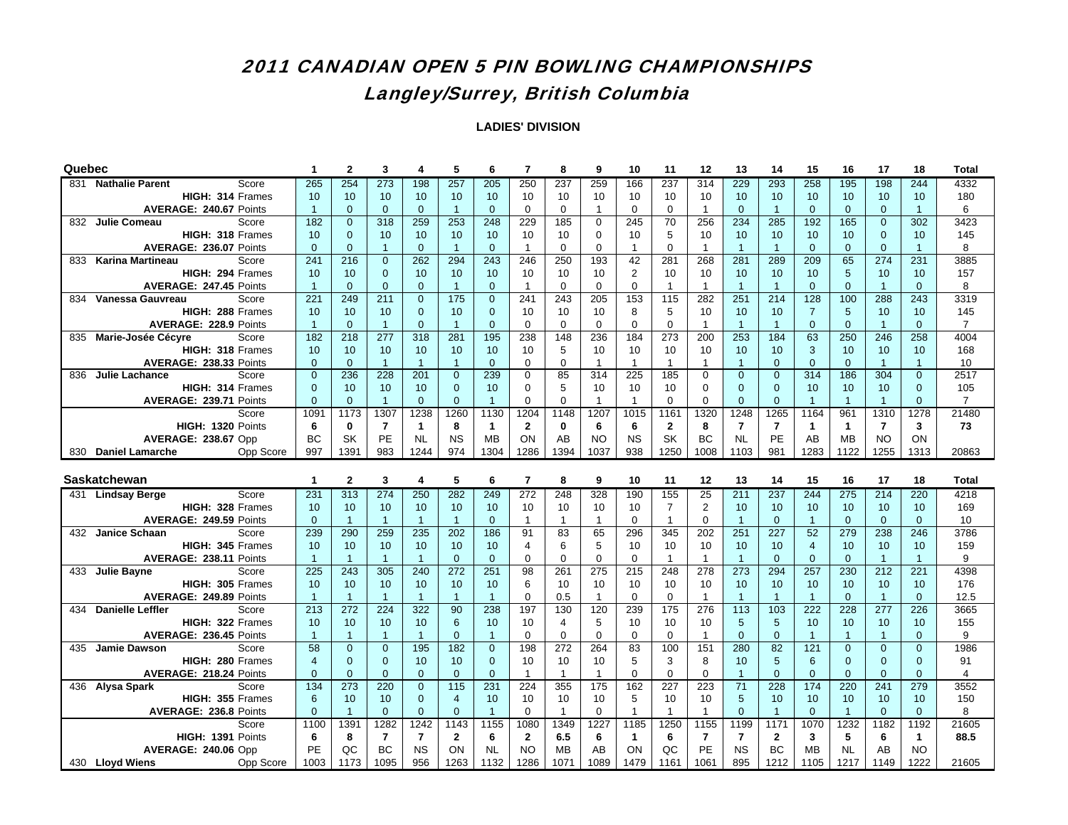# 2011 CANADIAN OPEN 5 PIN BOWLING CHAMPIONSHIPS

## Langley/Surrey, British Columbia

**LADIES' DIVISION**

| Quebec | | 1 | 2 | 3 | 4 | 5 | 6 | 7 | 8 | 9 | 10 | 11 | 12 | 13 | 14 | 15 | 16 | 17 | 18 | Total |
|---|---|---|---|---|---|---|---|---|---|---|---|---|---|---|---|---|---|---|---|---|
| 831 **Nathalie Parent** | Score | 265 | 254 | 273 | 198 | 257 | 205 | 250 | 237 | 259 | 166 | 237 | 314 | 229 | 293 | 258 | 195 | 198 | 244 | 4332 |
| **HIGH: 314** | Frames | 10 | 10 | 10 | 10 | 10 | 10 | 10 | 10 | 10 | 10 | 10 | 10 | 10 | 10 | 10 | 10 | 10 | 10 | 180 |
| **AVERAGE: 240.67** | Points | 1 | 0 | 0 | 0 | 1 | 0 | 0 | 0 | 1 | 0 | 0 | 1 | 0 | 1 | 0 | 0 | 0 | 1 | 6 |
| 832 **Julie Comeau** | Score | 182 | 0 | 318 | 259 | 253 | 248 | 229 | 185 | 0 | 245 | 70 | 256 | 234 | 285 | 192 | 165 | 0 | 302 | 3423 |
| **HIGH: 318** | Frames | 10 | 0 | 10 | 10 | 10 | 10 | 10 | 10 | 0 | 10 | 5 | 10 | 10 | 10 | 10 | 10 | 0 | 10 | 145 |
| **AVERAGE: 236.07** | Points | 0 | 0 | 1 | 0 | 1 | 0 | 1 | 0 | 0 | 1 | 0 | 1 | 1 | 1 | 0 | 0 | 0 | 1 | 8 |
| 833 **Karina Martineau** | Score | 241 | 216 | 0 | 262 | 294 | 243 | 246 | 250 | 193 | 42 | 281 | 268 | 281 | 289 | 209 | 65 | 274 | 231 | 3885 |
| **HIGH: 294** | Frames | 10 | 10 | 0 | 10 | 10 | 10 | 10 | 10 | 10 | 2 | 10 | 10 | 10 | 10 | 10 | 5 | 10 | 10 | 157 |
| **AVERAGE: 247.45** | Points | 1 | 0 | 0 | 0 | 1 | 0 | 1 | 0 | 0 | 0 | 1 | 1 | 1 | 1 | 0 | 0 | 1 | 0 | 8 |
| 834 **Vanessa Gauvreau** | Score | 221 | 249 | 211 | 0 | 175 | 0 | 241 | 243 | 205 | 153 | 115 | 282 | 251 | 214 | 128 | 100 | 288 | 243 | 3319 |
| **HIGH: 288** | Frames | 10 | 10 | 10 | 0 | 10 | 0 | 10 | 10 | 10 | 8 | 5 | 10 | 10 | 10 | 7 | 5 | 10 | 10 | 145 |
| **AVERAGE: 228.9** | Points | 1 | 0 | 1 | 0 | 1 | 0 | 0 | 0 | 0 | 0 | 0 | 1 | 1 | 1 | 0 | 0 | 1 | 0 | 7 |
| 835 **Marie-Josée Cécyre** | Score | 182 | 218 | 277 | 318 | 281 | 195 | 238 | 148 | 236 | 184 | 273 | 200 | 253 | 184 | 63 | 250 | 246 | 258 | 4004 |
| **HIGH: 318** | Frames | 10 | 10 | 10 | 10 | 10 | 10 | 10 | 5 | 10 | 10 | 10 | 10 | 10 | 10 | 3 | 10 | 10 | 10 | 168 |
| **AVERAGE: 238.33** | Points | 0 | 0 | 1 | 1 | 1 | 0 | 0 | 0 | 1 | 1 | 1 | 1 | 1 | 0 | 0 | 0 | 1 | 1 | 10 |
| 836 **Julie Lachance** | Score | 0 | 236 | 228 | 201 | 0 | 239 | 0 | 85 | 314 | 225 | 185 | 0 | 0 | 0 | 314 | 186 | 304 | 0 | 2517 |
| **HIGH: 314** | Frames | 0 | 10 | 10 | 10 | 0 | 10 | 0 | 5 | 10 | 10 | 10 | 0 | 0 | 0 | 10 | 10 | 10 | 0 | 105 |
| **AVERAGE: 239.71** | Points | 0 | 0 | 1 | 0 | 0 | 1 | 0 | 0 | 1 | 1 | 0 | 0 | 0 | 0 | 1 | 1 | 1 | 0 | 7 |
| | Score | 1091 | 1173 | 1307 | 1238 | 1260 | 1130 | 1204 | 1148 | 1207 | 1015 | 1161 | 1320 | 1248 | 1265 | 1164 | 961 | 1310 | 1278 | 21480 |
| **HIGH: 1320** | Points | **6** | **0** | **7** | **1** | **8** | **1** | **2** | **0** | **6** | **6** | **2** | **8** | **7** | **7** | **1** | **1** | **7** | **3** | **73** |
| **AVERAGE: 238.67** | Opp | BC | SK | PE | NL | NS | MB | ON | AB | NO | NS | SK | BC | NL | PE | AB | MB | NO | ON | |
| 830 **Daniel Lamarche** | Opp Score | 997 | 1391 | 983 | 1244 | 974 | 1304 | 1286 | 1394 | 1037 | 938 | 1250 | 1008 | 1103 | 981 | 1283 | 1122 | 1255 | 1313 | 20863 |

| Saskatchewan | | 1 | 2 | 3 | 4 | 5 | 6 | 7 | 8 | 9 | 10 | 11 | 12 | 13 | 14 | 15 | 16 | 17 | 18 | Total |
|---|---|---|---|---|---|---|---|---|---|---|---|---|---|---|---|---|---|---|---|---|
| 431 **Lindsay Berge** | Score | 231 | 313 | 274 | 250 | 282 | 249 | 272 | 248 | 328 | 190 | 155 | 25 | 211 | 237 | 244 | 275 | 214 | 220 | 4218 |
| **HIGH: 328** | Frames | 10 | 10 | 10 | 10 | 10 | 10 | 10 | 10 | 10 | 10 | 7 | 2 | 10 | 10 | 10 | 10 | 10 | 10 | 169 |
| **AVERAGE: 249.59** | Points | 0 | 1 | 1 | 1 | 1 | 0 | 1 | 1 | 1 | 0 | 1 | 0 | 1 | 0 | 1 | 0 | 0 | 0 | 10 |
| 432 **Janice Schaan** | Score | 239 | 290 | 259 | 235 | 202 | 186 | 91 | 83 | 65 | 296 | 345 | 202 | 251 | 227 | 52 | 279 | 238 | 246 | 3786 |
| **HIGH: 345** | Frames | 10 | 10 | 10 | 10 | 10 | 10 | 4 | 6 | 5 | 10 | 10 | 10 | 10 | 10 | 4 | 10 | 10 | 10 | 159 |
| **AVERAGE: 238.11** | Points | 1 | 1 | 1 | 1 | 0 | 0 | 0 | 0 | 0 | 0 | 1 | 1 | 1 | 0 | 0 | 0 | 1 | 1 | 9 |
| 433 **Julie Bayne** | Score | 225 | 243 | 305 | 240 | 272 | 251 | 98 | 261 | 275 | 215 | 248 | 278 | 273 | 294 | 257 | 230 | 212 | 221 | 4398 |
| **HIGH: 305** | Frames | 10 | 10 | 10 | 10 | 10 | 10 | 6 | 10 | 10 | 10 | 10 | 10 | 10 | 10 | 10 | 10 | 10 | 10 | 176 |
| **AVERAGE: 249.89** | Points | 1 | 1 | 1 | 1 | 1 | 1 | 0 | 0.5 | 1 | 0 | 0 | 1 | 1 | 1 | 1 | 0 | 1 | 0 | 12.5 |
| 434 **Danielle Leffler** | Score | 213 | 272 | 224 | 322 | 90 | 238 | 197 | 130 | 120 | 239 | 175 | 276 | 113 | 103 | 222 | 228 | 277 | 226 | 3665 |
| **HIGH: 322** | Frames | 10 | 10 | 10 | 10 | 6 | 10 | 10 | 4 | 5 | 10 | 10 | 10 | 5 | 5 | 10 | 10 | 10 | 10 | 155 |
| **AVERAGE: 236.45** | Points | 1 | 1 | 1 | 1 | 0 | 1 | 0 | 0 | 0 | 0 | 0 | 1 | 0 | 0 | 1 | 1 | 1 | 0 | 9 |
| 435 **Jamie Dawson** | Score | 58 | 0 | 0 | 195 | 182 | 0 | 198 | 272 | 264 | 83 | 100 | 151 | 280 | 82 | 121 | 0 | 0 | 0 | 1986 |
| **HIGH: 280** | Frames | 4 | 0 | 0 | 10 | 10 | 0 | 10 | 10 | 10 | 5 | 3 | 8 | 10 | 5 | 6 | 0 | 0 | 0 | 91 |
| **AVERAGE: 218.24** | Points | 0 | 0 | 0 | 0 | 0 | 0 | 1 | 1 | 1 | 0 | 0 | 0 | 1 | 0 | 0 | 0 | 0 | 0 | 4 |
| 436 **Alysa Spark** | Score | 134 | 273 | 220 | 0 | 115 | 231 | 224 | 355 | 175 | 162 | 227 | 223 | 71 | 228 | 174 | 220 | 241 | 279 | 3552 |
| **HIGH: 355** | Frames | 6 | 10 | 10 | 0 | 4 | 10 | 10 | 10 | 10 | 5 | 10 | 10 | 5 | 10 | 10 | 10 | 10 | 10 | 150 |
| **AVERAGE: 236.8** | Points | 0 | 1 | 0 | 0 | 0 | 1 | 0 | 1 | 0 | 1 | 1 | 1 | 0 | 1 | 0 | 1 | 0 | 0 | 8 |
| | Score | 1100 | 1391 | 1282 | 1242 | 1143 | 1155 | 1080 | 1349 | 1227 | 1185 | 1250 | 1155 | 1199 | 1171 | 1070 | 1232 | 1182 | 1192 | 21605 |
| **HIGH: 1391** | Points | **6** | **8** | **7** | **7** | **2** | **6** | **2** | **6.5** | **6** | **1** | **6** | **7** | **7** | **2** | **3** | **5** | **6** | **1** | **88.5** |
| **AVERAGE: 240.06** | Opp | PE | QC | BC | NS | ON | NL | NO | MB | AB | ON | QC | PE | NS | BC | MB | NL | AB | NO | |
| 430 **Lloyd Wiens** | Opp Score | 1003 | 1173 | 1095 | 956 | 1263 | 1132 | 1286 | 1071 | 1089 | 1479 | 1161 | 1061 | 895 | 1212 | 1105 | 1217 | 1149 | 1222 | 21605 |